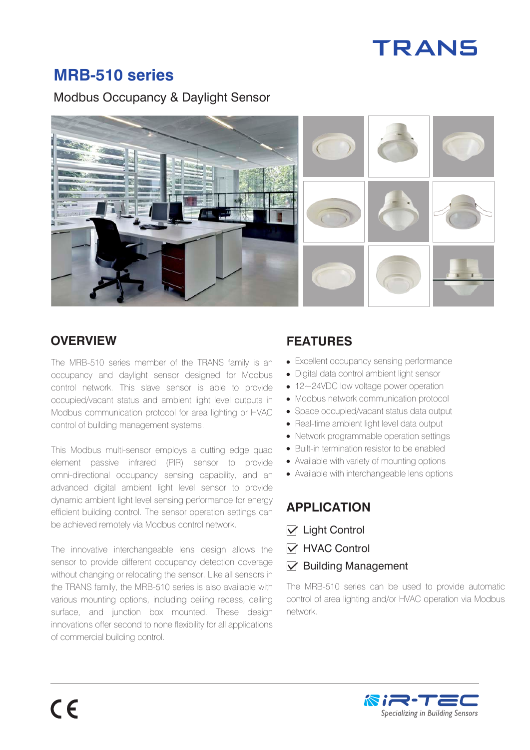# MRB-510 series

Modbus Occupancy & Daylight Sensor

## OVERVIEW

The MRB-510 series member of the TRANS family is an occupancy and daylight sensor designed for Modbus control network. This slave sensor is able to provide occupied/vacant status and ambient light level outputs in Modbus communication protocol for area lighting or HVAC control of building management systems.

This Modbus multi-sensor employs a cutting edge quad element passive infrared (PIR) sensor to provide omni-directional occupancy sensing capability, and an advanced digital ambient light level sensor to provide dynamic ambient light level sensing performance for energy efficient building control. The sensor operation settings can be achieved remotely via Modbus control network.

The innovative interchangeable lens design allows the sensor to provide different occupancy detection coverage without changing or relocating the sensor. Like all sensors in the TRANS family, the MRB-510 series is also available with various mounting options, including ceiling recess, ceiling surface, and junction box mounted. These design innovations offer second to none flexibility for all applications of commercial building control.

## FEATURES

- Excellent occupancy sensing performance
- Digital data control ambient light sensor
- 12~24VDC low voltage power operation
- Modbus network communication protocol
- Space occupied/vacant status data output
- Real-time ambient light level data output
- Network programmable operation settings
- Built-in termination resistor to be enabled
- Available with variety of mounting options
- Available with interchangeable lens options

## APPLICATION

- ☑ Light Control
- ☑ HVAC Control
- ☑ Building Management

The MRB-510 series can be used to provide automatic control of area lighting and/or HVAC operation via Modbus network.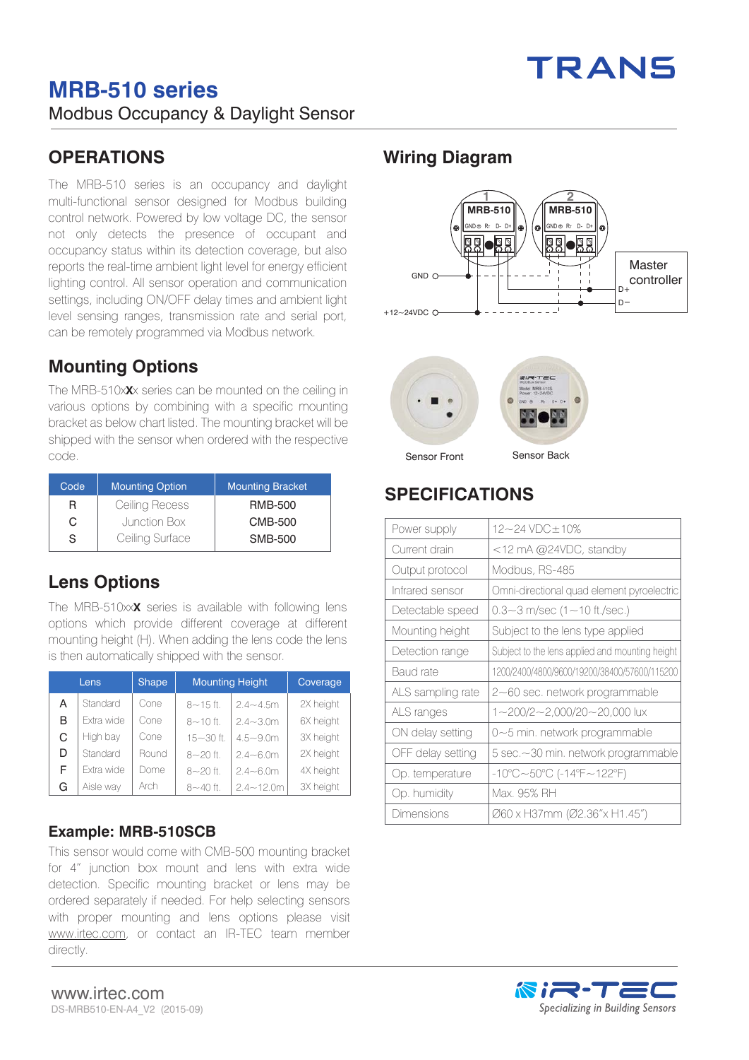# MRB-510 series

Modbus Occupancy & Daylight Sensor

## OPERATIONS

The MRB-510 series is an occupancy and daylight multi-functional sensor designed for Modbus building control network. Powered by low voltage DC, the sensor not only detects the presence of occupant and occupancy status within its detection coverage, but also reports the real-time ambient light level for energy efficient lighting control. All sensor operation and communication settings, including ON/OFF delay times and ambient light level sensing ranges, transmission rate and serial port, can be remotely programmed via Modbus network.

## Mounting Options

The MRB-510x**X**x series can be mounted on the ceiling in various options by combining with a specific mounting bracket as below chart listed. The mounting bracket will be shipped with the sensor when ordered with the respective code.

| Code | Mounting Option | Mounting Bracket |
|---|---|---|
| R | Ceiling Recess | RMB-500 |
| C | Junction Box | CMB-500 |
| S | Ceiling Surface | SMB-500 |

## Lens Options

The MRB-510xx**X** series is available with following lens options which provide different coverage at different mounting height (H). When adding the lens code the lens is then automatically shipped with the sensor.

| Lens | | Shape | Mounting Height | | Coverage |
|---|---|---|---|---|---|
| A | Standard | Cone | 8~15 ft. | 2.4~4.5m | 2X height |
| B | Extra wide | Cone | 8~10 ft. | 2.4~3.0m | 6X height |
| C | High bay | Cone | 15~30 ft. | 4.5~9.0m | 3X height |
| D | Standard | Round | 8~20 ft. | 2.4~6.0m | 2X height |
| F | Extra wide | Dome | 8~20 ft. | 2.4~6.0m | 4X height |
| G | Aisle way | Arch | 8~40 ft. | 2.4~12.0m | 3X height |

### Example: MRB-510SCB

This sensor would come with CMB-500 mounting bracket for 4" junction box mount and lens with extra wide detection. Specific mounting bracket or lens may be ordered separately if needed. For help selecting sensors with proper mounting and lens options please visit www.irtec.com, or contact an IR-TEC team member directly.

## Wiring Diagram

1 MRB-510
2 MRB-510
GND R+ D- D+
GND
+12~24VDC
Master controller
D+
D−

Sensor Front

Sensor Back

## SPECIFICATIONS

| | |
|---|---|
| Power supply | 12~24 VDC±10% |
| Current drain | <12 mA @24VDC, standby |
| Output protocol | Modbus, RS-485 |
| Infrared sensor | Omni-directional quad element pyroelectric |
| Detectable speed | 0.3~3 m/sec (1~10 ft./sec.) |
| Mounting height | Subject to the lens type applied |
| Detection range | Subject to the lens applied and mounting height |
| Baud rate | 1200/2400/4800/9600/19200/38400/57600/115200 |
| ALS sampling rate | 2~60 sec. network programmable |
| ALS ranges | 1~200/2~2,000/20~20,000 lux |
| ON delay setting | 0~5 min. network programmable |
| OFF delay setting | 5 sec.~30 min. network programmable |
| Op. temperature | -10°C~50°C (-14°F~122°F) |
| Op. humidity | Max. 95% RH |
| Dimensions | Ø60 x H37mm (Ø2.36"x H1.45") |

www.irtec.com
DS-MRB510-EN-A4_V2 (2015-09)

IR-TEC Specializing in Building Sensors